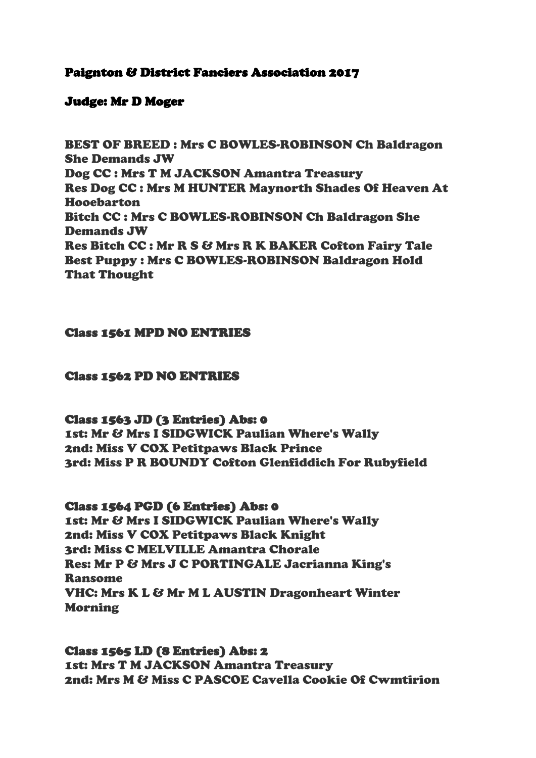## Paignton & District Fanciers Association 2017

## Judge: Mr D Moger

**BEST OF BREED : Mrs C BOWLES-ROBINSON Ch Baldragon She Demands JW**
**Dog CC : Mrs T M JACKSON Amantra Treasury**
**Res Dog CC : Mrs M HUNTER Maynorth Shades Of Heaven At Hooebarton**
**Bitch CC : Mrs C BOWLES-ROBINSON Ch Baldragon She Demands JW**
**Res Bitch CC : Mr R S & Mrs R K BAKER Cofton Fairy Tale**
**Best Puppy : Mrs C BOWLES-ROBINSON Baldragon Hold That Thought**

### Class 1561 MPD NO ENTRIES

### Class 1562 PD NO ENTRIES

### Class 1563 JD (3 Entries) Abs: 0

**1st: Mr & Mrs I SIDGWICK Paulian Where's Wally**
**2nd: Miss V COX Petitpaws Black Prince**
**3rd: Miss P R BOUNDY Cofton Glenfiddich For Rubyfield**

### Class 1564 PGD (6 Entries) Abs: 0

**1st: Mr & Mrs I SIDGWICK Paulian Where's Wally**
**2nd: Miss V COX Petitpaws Black Knight**
**3rd: Miss C MELVILLE Amantra Chorale**
**Res: Mr P & Mrs J C PORTINGALE Jacrianna King's Ransome**
**VHC: Mrs K L & Mr M L AUSTIN Dragonheart Winter Morning**

### Class 1565 LD (8 Entries) Abs: 2

**1st: Mrs T M JACKSON Amantra Treasury**
**2nd: Mrs M & Miss C PASCOE Cavella Cookie Of Cwmtirion**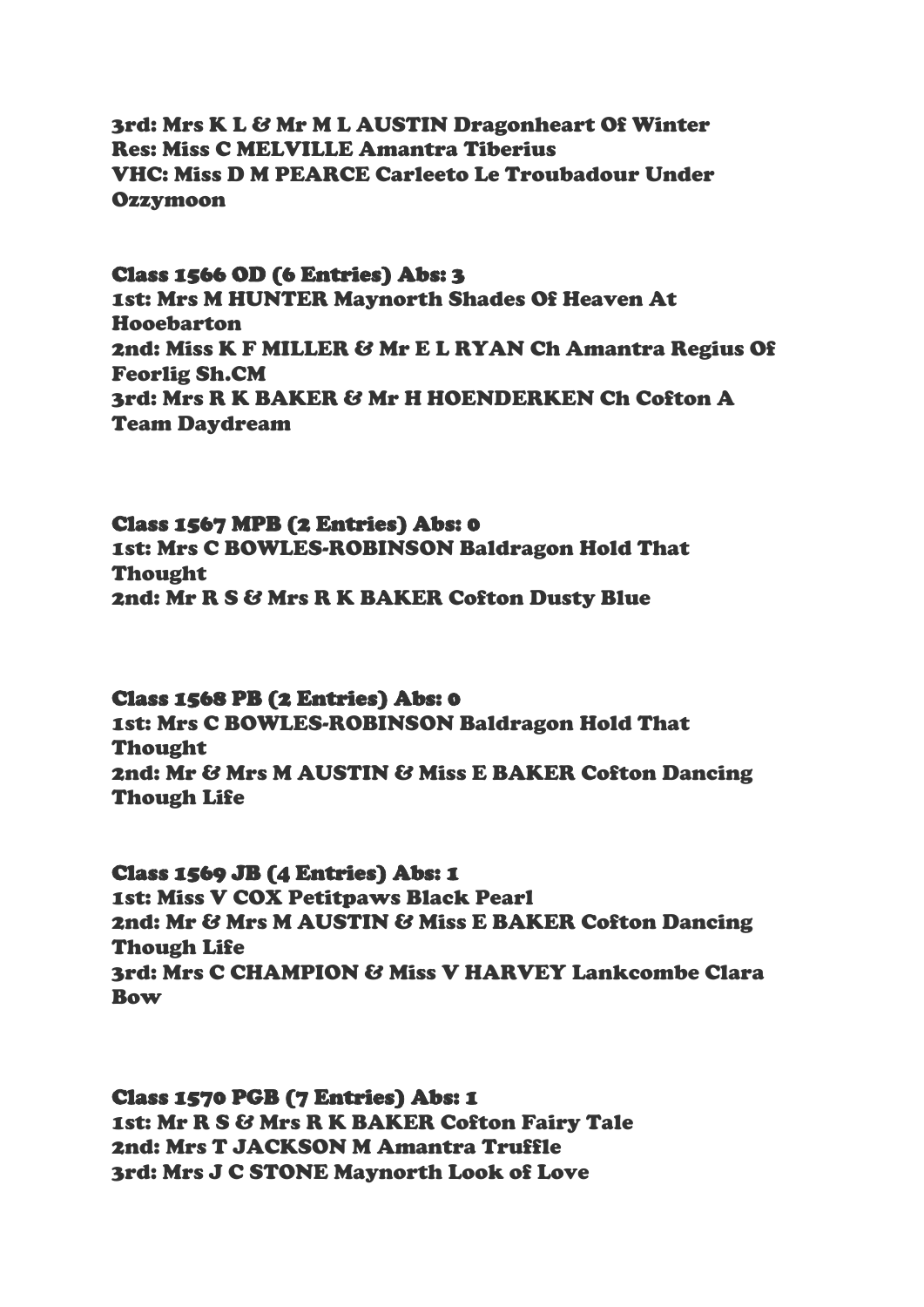**3rd: Mrs K L & Mr M L AUSTIN Dragonheart Of Winter**
**Res: Miss C MELVILLE Amantra Tiberius**
**VHC: Miss D M PEARCE Carleeto Le Troubadour Under Ozzymoon**

**Class 1566 OD (6 Entries) Abs: 3**
**1st: Mrs M HUNTER Maynorth Shades Of Heaven At Hooebarton**
**2nd: Miss K F MILLER & Mr E L RYAN Ch Amantra Regius Of Feorlig Sh.CM**
**3rd: Mrs R K BAKER & Mr H HOENDERKEN Ch Cofton A Team Daydream**

**Class 1567 MPB (2 Entries) Abs: 0**
**1st: Mrs C BOWLES-ROBINSON Baldragon Hold That Thought**
**2nd: Mr R S & Mrs R K BAKER Cofton Dusty Blue**

**Class 1568 PB (2 Entries) Abs: 0**
**1st: Mrs C BOWLES-ROBINSON Baldragon Hold That Thought**
**2nd: Mr & Mrs M AUSTIN & Miss E BAKER Cofton Dancing Though Life**

**Class 1569 JB (4 Entries) Abs: 1**
**1st: Miss V COX Petitpaws Black Pearl**
**2nd: Mr & Mrs M AUSTIN & Miss E BAKER Cofton Dancing Though Life**
**3rd: Mrs C CHAMPION & Miss V HARVEY Lankcombe Clara Bow**

**Class 1570 PGB (7 Entries) Abs: 1**
**1st: Mr R S & Mrs R K BAKER Cofton Fairy Tale**
**2nd: Mrs T JACKSON M Amantra Truffle**
**3rd: Mrs J C STONE Maynorth Look of Love**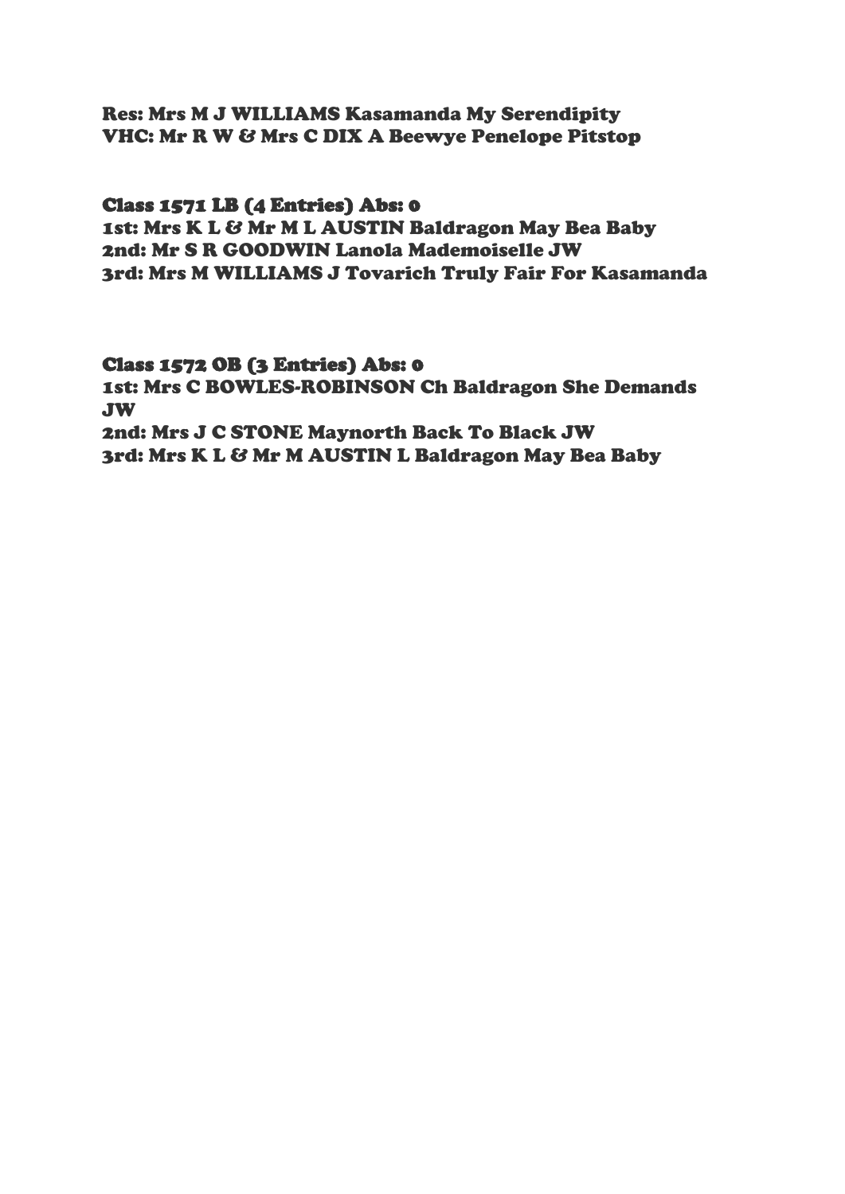Res: Mrs M J WILLIAMS Kasamanda My Serendipity
VHC: Mr R W & Mrs C DIX A Beewye Penelope Pitstop

**Class 1571 LB (4 Entries) Abs: 0**

1st: Mrs K L & Mr M L AUSTIN Baldragon May Bea Baby
2nd: Mr S R GOODWIN Lanola Mademoiselle JW
3rd: Mrs M WILLIAMS J Tovarich Truly Fair For Kasamanda

**Class 1572 OB (3 Entries) Abs: 0**

1st: Mrs C BOWLES-ROBINSON Ch Baldragon She Demands JW
2nd: Mrs J C STONE Maynorth Back To Black JW
3rd: Mrs K L & Mr M AUSTIN L Baldragon May Bea Baby